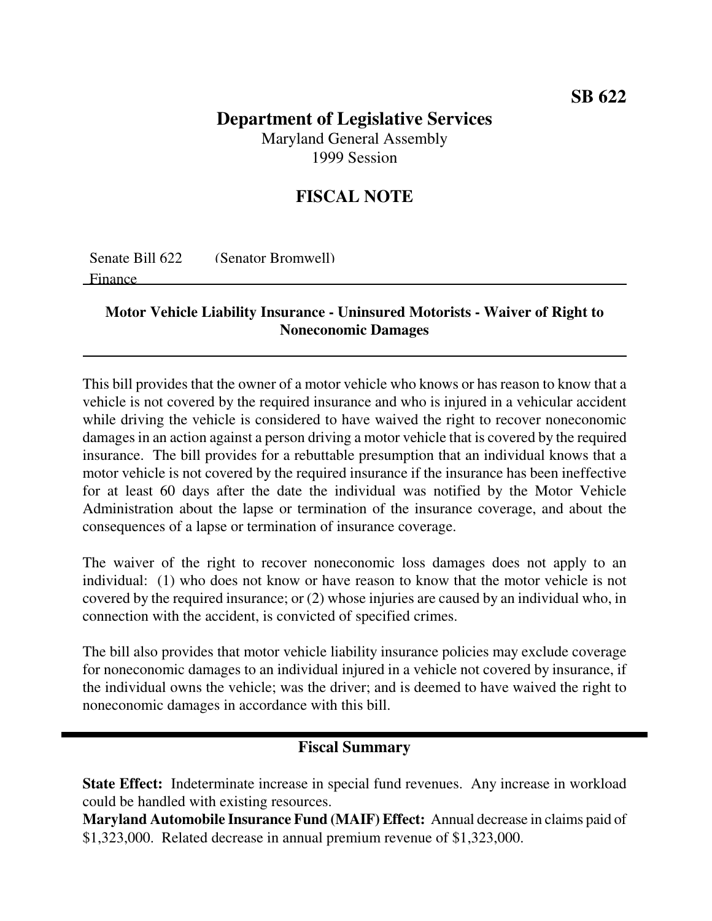**SB 622**

# Department of Legislative Services

Maryland General Assembly
1999 Session

## FISCAL NOTE

Senate Bill 622 (Senator Bromwell)
Finance

### Motor Vehicle Liability Insurance - Uninsured Motorists - Waiver of Right to Noneconomic Damages

This bill provides that the owner of a motor vehicle who knows or has reason to know that a vehicle is not covered by the required insurance and who is injured in a vehicular accident while driving the vehicle is considered to have waived the right to recover noneconomic damages in an action against a person driving a motor vehicle that is covered by the required insurance. The bill provides for a rebuttable presumption that an individual knows that a motor vehicle is not covered by the required insurance if the insurance has been ineffective for at least 60 days after the date the individual was notified by the Motor Vehicle Administration about the lapse or termination of the insurance coverage, and about the consequences of a lapse or termination of insurance coverage.

The waiver of the right to recover noneconomic loss damages does not apply to an individual: (1) who does not know or have reason to know that the motor vehicle is not covered by the required insurance; or (2) whose injuries are caused by an individual who, in connection with the accident, is convicted of specified crimes.

The bill also provides that motor vehicle liability insurance policies may exclude coverage for noneconomic damages to an individual injured in a vehicle not covered by insurance, if the individual owns the vehicle; was the driver; and is deemed to have waived the right to noneconomic damages in accordance with this bill.

## Fiscal Summary

**State Effect:** Indeterminate increase in special fund revenues. Any increase in workload could be handled with existing resources.
**Maryland Automobile Insurance Fund (MAIF) Effect:** Annual decrease in claims paid of $1,323,000. Related decrease in annual premium revenue of $1,323,000.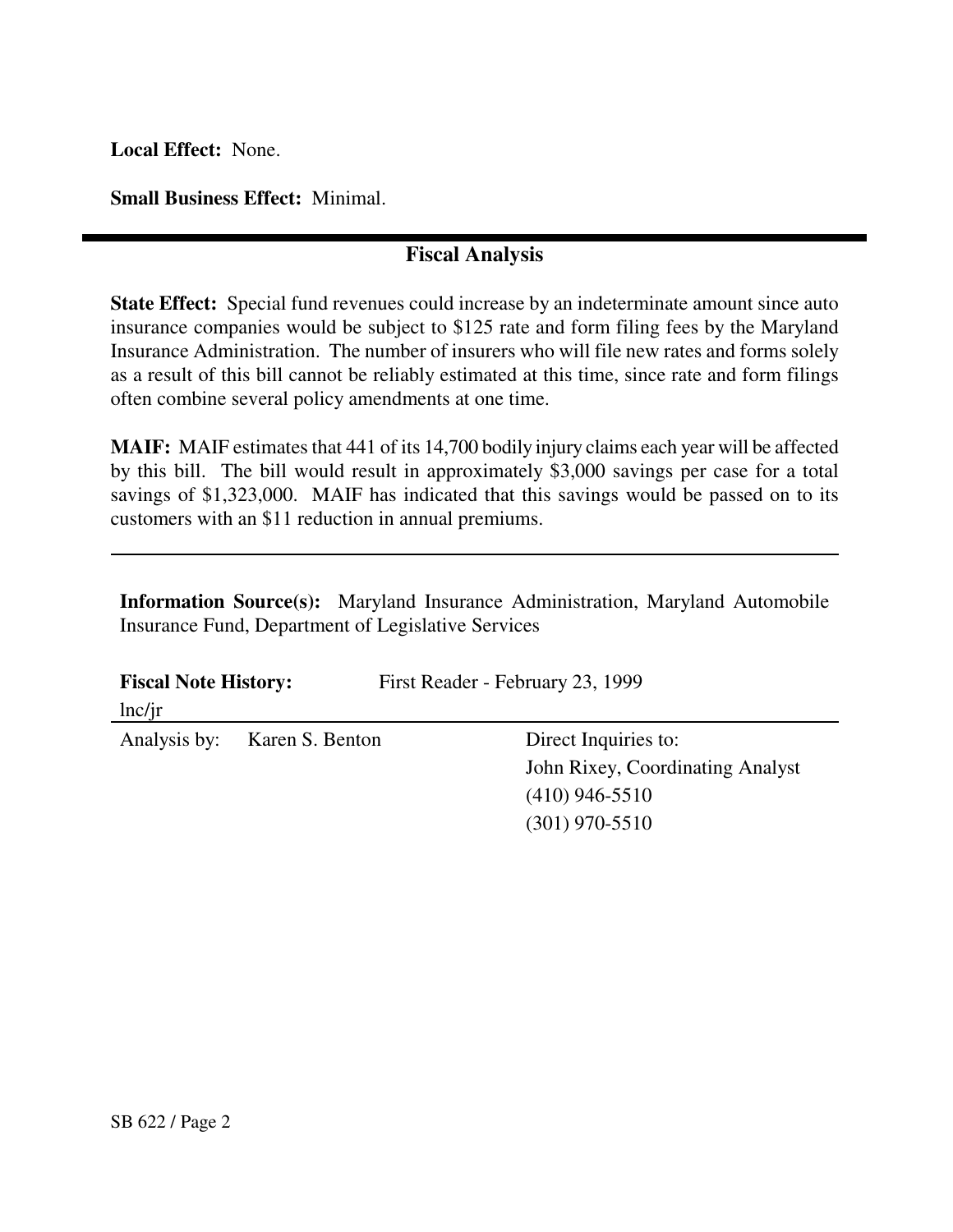**Local Effect:** None.

**Small Business Effect:** Minimal.

## Fiscal Analysis

**State Effect:** Special fund revenues could increase by an indeterminate amount since auto insurance companies would be subject to $125 rate and form filing fees by the Maryland Insurance Administration. The number of insurers who will file new rates and forms solely as a result of this bill cannot be reliably estimated at this time, since rate and form filings often combine several policy amendments at one time.

**MAIF:** MAIF estimates that 441 of its 14,700 bodily injury claims each year will be affected by this bill. The bill would result in approximately $3,000 savings per case for a total savings of $1,323,000. MAIF has indicated that this savings would be passed on to its customers with an $11 reduction in annual premiums.

---

**Information Source(s):** Maryland Insurance Administration, Maryland Automobile Insurance Fund, Department of Legislative Services

**Fiscal Note History:** First Reader - February 23, 1999

lnc/jr

Analysis by: Karen S. Benton

Direct Inquiries to:
John Rixey, Coordinating Analyst
(410) 946-5510
(301) 970-5510